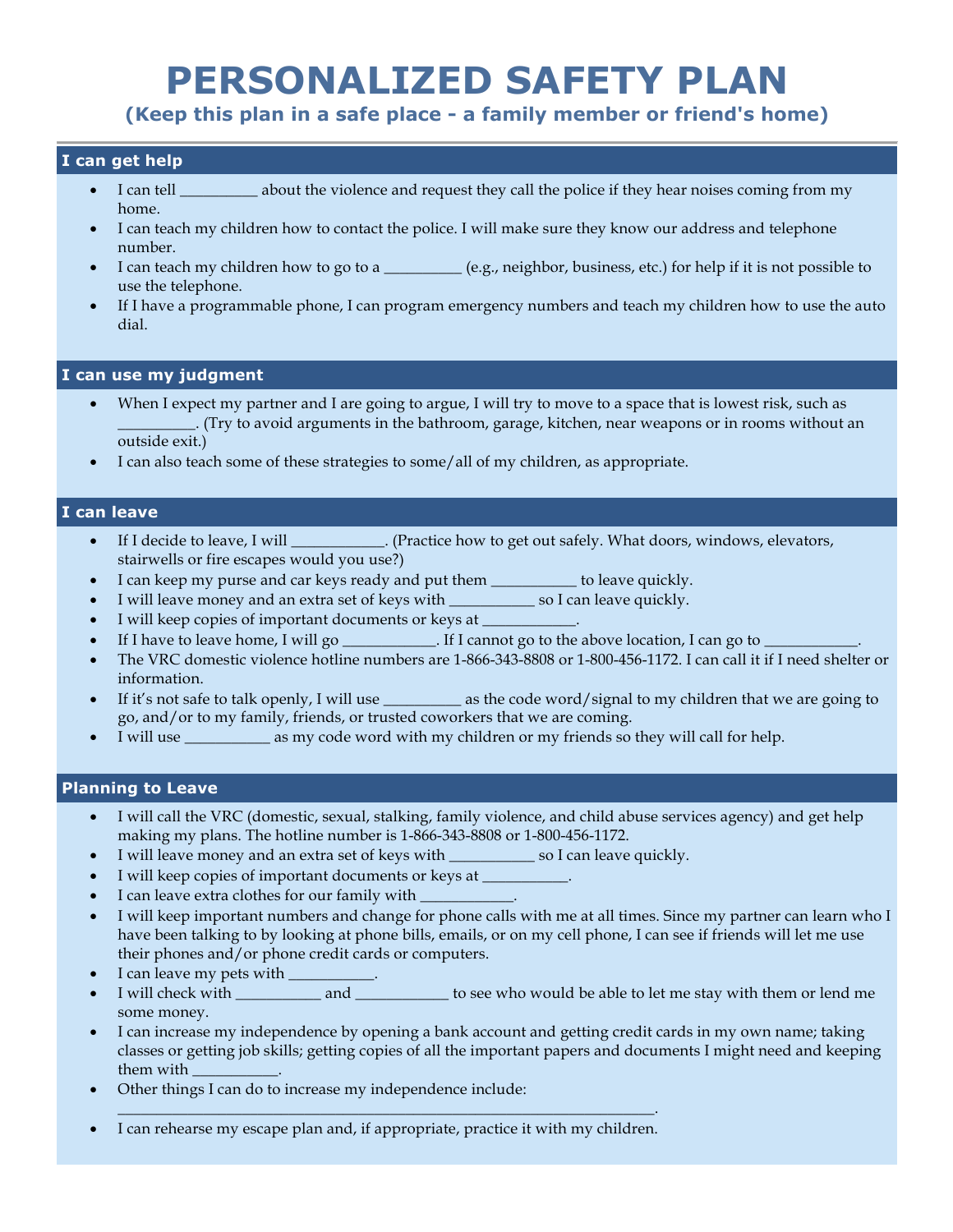# PERSONALIZED SAFETY PLAN

**(Keep this plan in a safe place - a family member or friend's home)**

## I can get help

- I can tell __________ about the violence and request they call the police if they hear noises coming from my home.
- I can teach my children how to contact the police. I will make sure they know our address and telephone number.
- I can teach my children how to go to a __________ (e.g., neighbor, business, etc.) for help if it is not possible to use the telephone.
- If I have a programmable phone, I can program emergency numbers and teach my children how to use the auto dial.

## I can use my judgment

- When I expect my partner and I are going to argue, I will try to move to a space that is lowest risk, such as __________. (Try to avoid arguments in the bathroom, garage, kitchen, near weapons or in rooms without an outside exit.)
- I can also teach some of these strategies to some/all of my children, as appropriate.

## I can leave

- If I decide to leave, I will ____________. (Practice how to get out safely. What doors, windows, elevators, stairwells or fire escapes would you use?)
- I can keep my purse and car keys ready and put them ___________ to leave quickly.
- I will leave money and an extra set of keys with ___________ so I can leave quickly.
- I will keep copies of important documents or keys at ____________.
- If I have to leave home, I will go ____________. If I cannot go to the above location, I can go to ____________.
- The VRC domestic violence hotline numbers are 1-866-343-8808 or 1-800-456-1172. I can call it if I need shelter or information.
- If it's not safe to talk openly, I will use __________ as the code word/signal to my children that we are going to go, and/or to my family, friends, or trusted coworkers that we are coming.
- I will use ___________ as my code word with my children or my friends so they will call for help.

## Planning to Leave

- I will call the VRC (domestic, sexual, stalking, family violence, and child abuse services agency) and get help making my plans. The hotline number is 1-866-343-8808 or 1-800-456-1172.
- I will leave money and an extra set of keys with ___________ so I can leave quickly.
- I will keep copies of important documents or keys at ___________.
- I can leave extra clothes for our family with ____________.
- I will keep important numbers and change for phone calls with me at all times. Since my partner can learn who I have been talking to by looking at phone bills, emails, or on my cell phone, I can see if friends will let me use their phones and/or phone credit cards or computers.
- I can leave my pets with ___________.
- I will check with ___________ and ____________ to see who would be able to let me stay with them or lend me some money.
- I can increase my independence by opening a bank account and getting credit cards in my own name; taking classes or getting job skills; getting copies of all the important papers and documents I might need and keeping them with ___________.
- Other things I can do to increase my independence include: ______________________________________________________________________.
- I can rehearse my escape plan and, if appropriate, practice it with my children.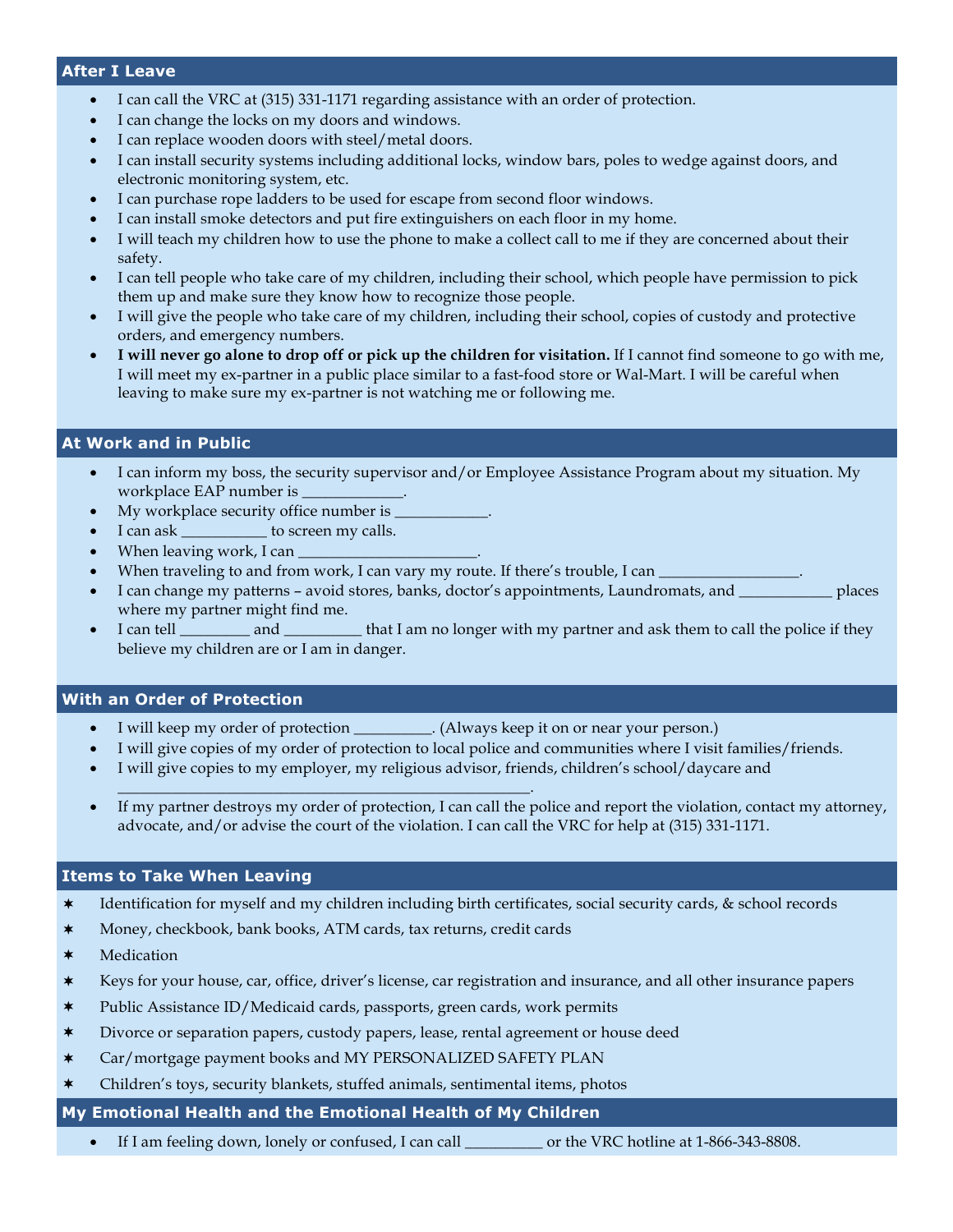## After I Leave

- I can call the VRC at (315) 331-1171 regarding assistance with an order of protection.
- I can change the locks on my doors and windows.
- I can replace wooden doors with steel/metal doors.
- I can install security systems including additional locks, window bars, poles to wedge against doors, and electronic monitoring system, etc.
- I can purchase rope ladders to be used for escape from second floor windows.
- I can install smoke detectors and put fire extinguishers on each floor in my home.
- I will teach my children how to use the phone to make a collect call to me if they are concerned about their safety.
- I can tell people who take care of my children, including their school, which people have permission to pick them up and make sure they know how to recognize those people.
- I will give the people who take care of my children, including their school, copies of custody and protective orders, and emergency numbers.
- **I will never go alone to drop off or pick up the children for visitation.** If I cannot find someone to go with me, I will meet my ex-partner in a public place similar to a fast-food store or Wal-Mart. I will be careful when leaving to make sure my ex-partner is not watching me or following me.

## At Work and in Public

- I can inform my boss, the security supervisor and/or Employee Assistance Program about my situation. My workplace EAP number is _____________.
- My workplace security office number is ____________.
- I can ask ___________ to screen my calls.
- When leaving work, I can _______________________.
- When traveling to and from work, I can vary my route. If there's trouble, I can __________________.
- I can change my patterns – avoid stores, banks, doctor's appointments, Laundromats, and ____________ places where my partner might find me.
- I can tell _________ and __________ that I am no longer with my partner and ask them to call the police if they believe my children are or I am in danger.

## With an Order of Protection

- I will keep my order of protection __________. (Always keep it on or near your person.)
- I will give copies of my order of protection to local police and communities where I visit families/friends.
- I will give copies to my employer, my religious advisor, friends, children's school/daycare and _____________________________________________________.
- If my partner destroys my order of protection, I can call the police and report the violation, contact my attorney, advocate, and/or advise the court of the violation. I can call the VRC for help at (315) 331-1171.

## Items to Take When Leaving

- Identification for myself and my children including birth certificates, social security cards, & school records
- Money, checkbook, bank books, ATM cards, tax returns, credit cards
- Medication
- Keys for your house, car, office, driver's license, car registration and insurance, and all other insurance papers
- Public Assistance ID/Medicaid cards, passports, green cards, work permits
- Divorce or separation papers, custody papers, lease, rental agreement or house deed
- Car/mortgage payment books and MY PERSONALIZED SAFETY PLAN
- Children's toys, security blankets, stuffed animals, sentimental items, photos

## My Emotional Health and the Emotional Health of My Children

- If I am feeling down, lonely or confused, I can call __________ or the VRC hotline at 1-866-343-8808.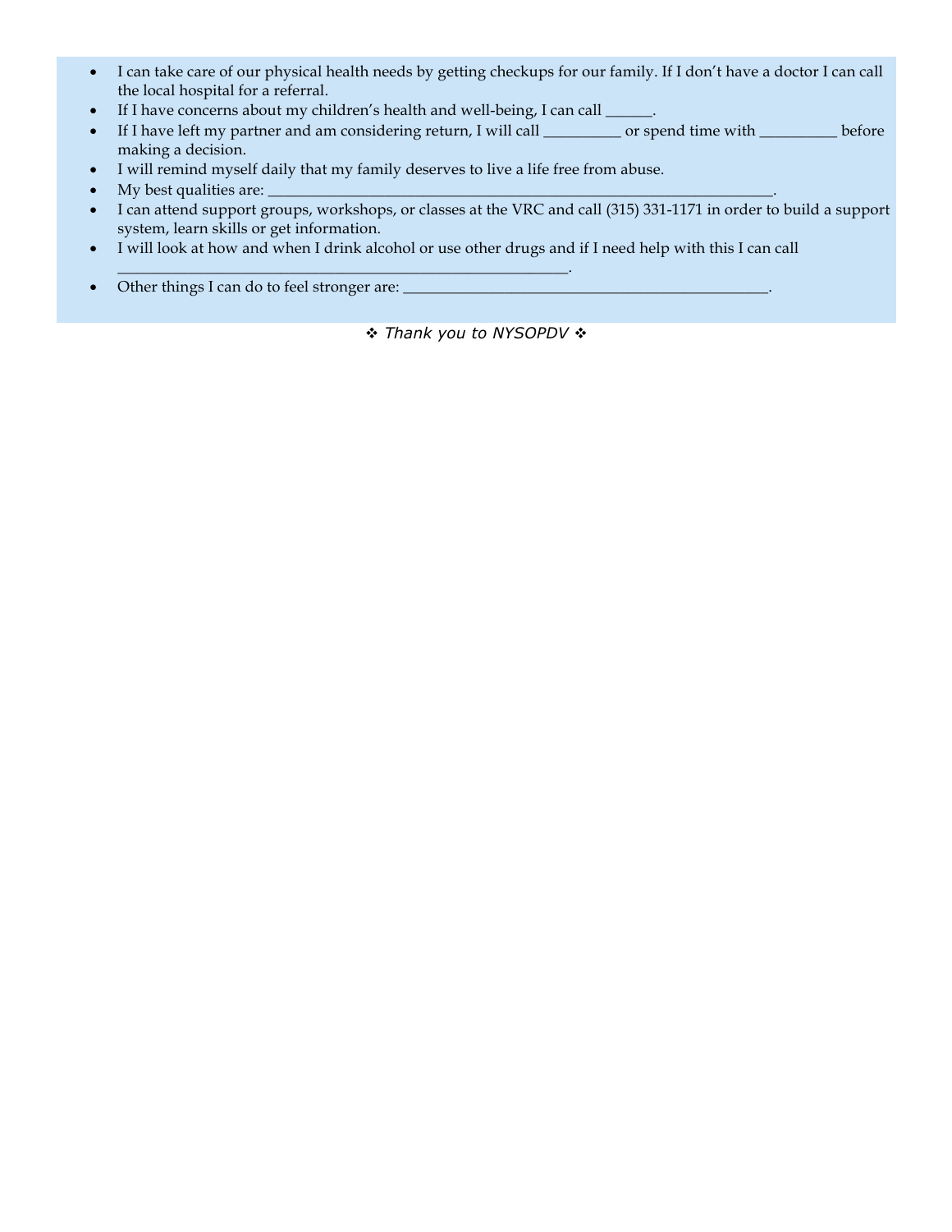- I can take care of our physical health needs by getting checkups for our family. If I don't have a doctor I can call the local hospital for a referral.
- If I have concerns about my children's health and well-being, I can call ______.
- If I have left my partner and am considering return, I will call __________ or spend time with __________ before making a decision.
- I will remind myself daily that my family deserves to live a life free from abuse.
- My best qualities are: ______________________________________________________________________.
- I can attend support groups, workshops, or classes at the VRC and call (315) 331-1171 in order to build a support system, learn skills or get information.
- I will look at how and when I drink alcohol or use other drugs and if I need help with this I can call _______________________________________________________________.
- Other things I can do to feel stronger are: ___________________________________________________.

❖ *Thank you to NYSOPDV* ❖